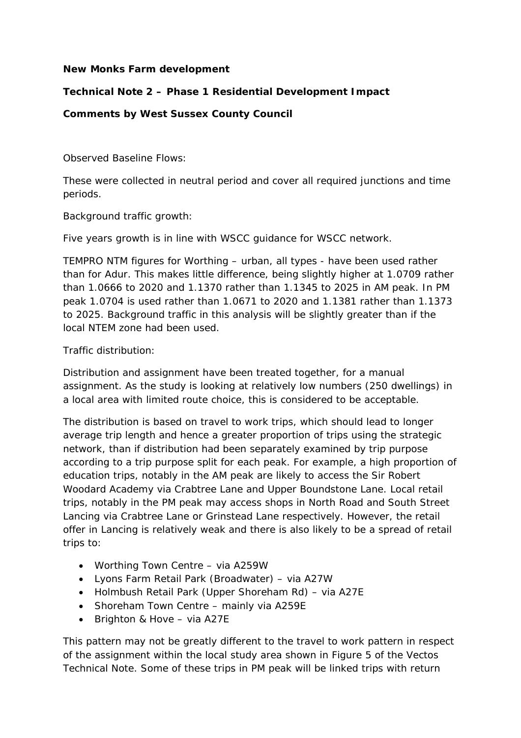**New Monks Farm development**

**Technical Note 2 – Phase 1 Residential Development Impact**

**Comments by West Sussex County Council**

Observed Baseline Flows:

These were collected in neutral period and cover all required junctions and time periods.

Background traffic growth:

Five years growth is in line with WSCC guidance for WSCC network.

TEMPRO NTM figures for Worthing – urban, all types - have been used rather than for Adur. This makes little difference, being slightly higher at 1.0709 rather than 1.0666 to 2020 and 1.1370 rather than 1.1345 to 2025 in AM peak. In PM peak 1.0704 is used rather than 1.0671 to 2020 and 1.1381 rather than 1.1373 to 2025. Background traffic in this analysis will be slightly greater than if the local NTEM zone had been used.

Traffic distribution:

Distribution and assignment have been treated together, for a manual assignment. As the study is looking at relatively low numbers (250 dwellings) in a local area with limited route choice, this is considered to be acceptable.

The distribution is based on travel to work trips, which should lead to longer average trip length and hence a greater proportion of trips using the strategic network, than if distribution had been separately examined by trip purpose according to a trip purpose split for each peak. For example, a high proportion of education trips, notably in the AM peak are likely to access the Sir Robert Woodard Academy via Crabtree Lane and Upper Boundstone Lane. Local retail trips, notably in the PM peak may access shops in North Road and South Street Lancing via Crabtree Lane or Grinstead Lane respectively. However, the retail offer in Lancing is relatively weak and there is also likely to be a spread of retail trips to:

- Worthing Town Centre – via A259W
- Lyons Farm Retail Park (Broadwater) – via A27W
- Holmbush Retail Park (Upper Shoreham Rd) – via A27E
- Shoreham Town Centre – mainly via A259E
- Brighton & Hove – via A27E

This pattern may not be greatly different to the travel to work pattern in respect of the assignment within the local study area shown in Figure 5 of the Vectos Technical Note. Some of these trips in PM peak will be linked trips with return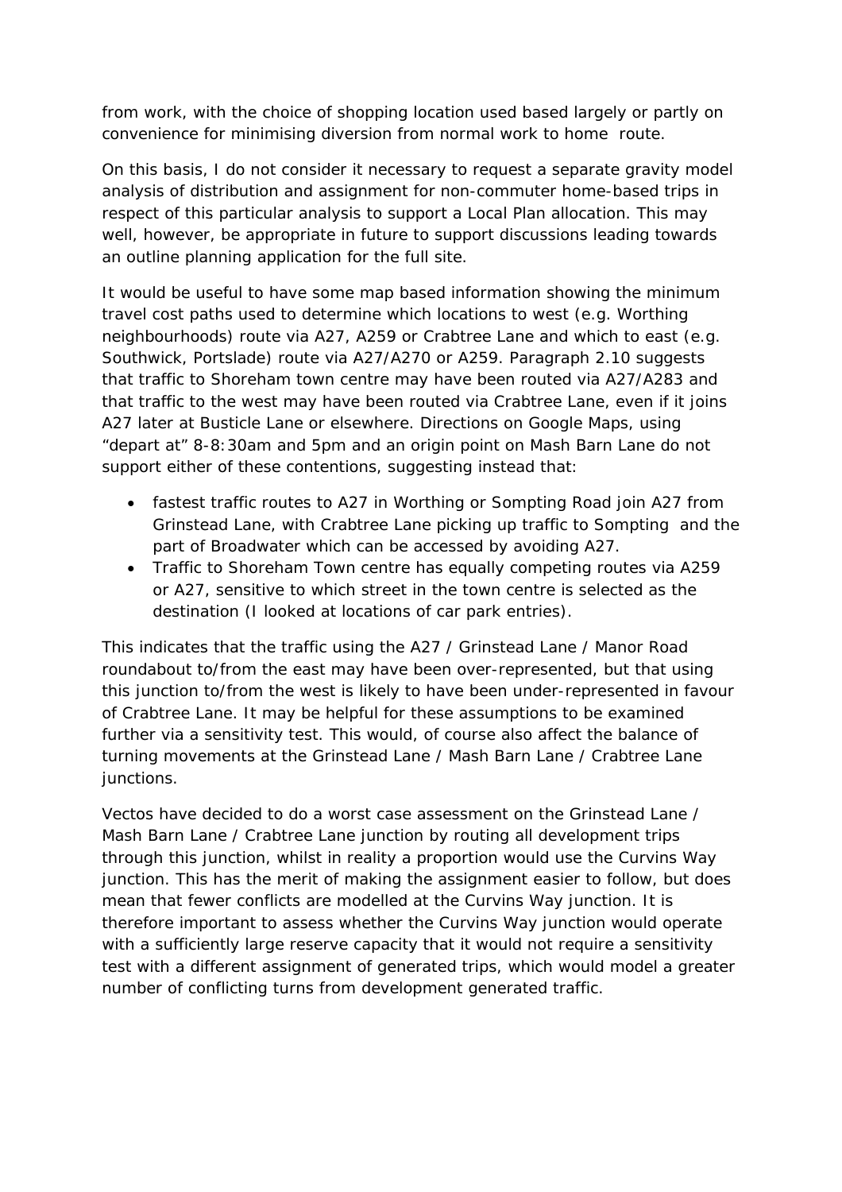from work, with the choice of shopping location used based largely or partly on convenience for minimising diversion from normal work to home route.

On this basis, I do not consider it necessary to request a separate gravity model analysis of distribution and assignment for non-commuter home-based trips in respect of this particular analysis to support a Local Plan allocation. This may well, however, be appropriate in future to support discussions leading towards an outline planning application for the full site.

It would be useful to have some map based information showing the minimum travel cost paths used to determine which locations to west (e.g. Worthing neighbourhoods) route via A27, A259 or Crabtree Lane and which to east (e.g. Southwick, Portslade) route via A27/A270 or A259. Paragraph 2.10 suggests that traffic to Shoreham town centre may have been routed via A27/A283 and that traffic to the west may have been routed via Crabtree Lane, even if it joins A27 later at Busticle Lane or elsewhere. Directions on Google Maps, using "depart at" 8-8:30am and 5pm and an origin point on Mash Barn Lane do not support either of these contentions, suggesting instead that:

- fastest traffic routes to A27 in Worthing or Sompting Road join A27 from Grinstead Lane, with Crabtree Lane picking up traffic to Sompting and the part of Broadwater which can be accessed by avoiding A27.
- Traffic to Shoreham Town centre has equally competing routes via A259 or A27, sensitive to which street in the town centre is selected as the destination (I looked at locations of car park entries).

This indicates that the traffic using the A27 / Grinstead Lane / Manor Road roundabout to/from the east may have been over-represented, but that using this junction to/from the west is likely to have been under-represented in favour of Crabtree Lane. It may be helpful for these assumptions to be examined further via a sensitivity test. This would, of course also affect the balance of turning movements at the Grinstead Lane / Mash Barn Lane / Crabtree Lane junctions.

Vectos have decided to do a worst case assessment on the Grinstead Lane / Mash Barn Lane / Crabtree Lane junction by routing all development trips through this junction, whilst in reality a proportion would use the Curvins Way junction. This has the merit of making the assignment easier to follow, but does mean that fewer conflicts are modelled at the Curvins Way junction. It is therefore important to assess whether the Curvins Way junction would operate with a sufficiently large reserve capacity that it would not require a sensitivity test with a different assignment of generated trips, which would model a greater number of conflicting turns from development generated traffic.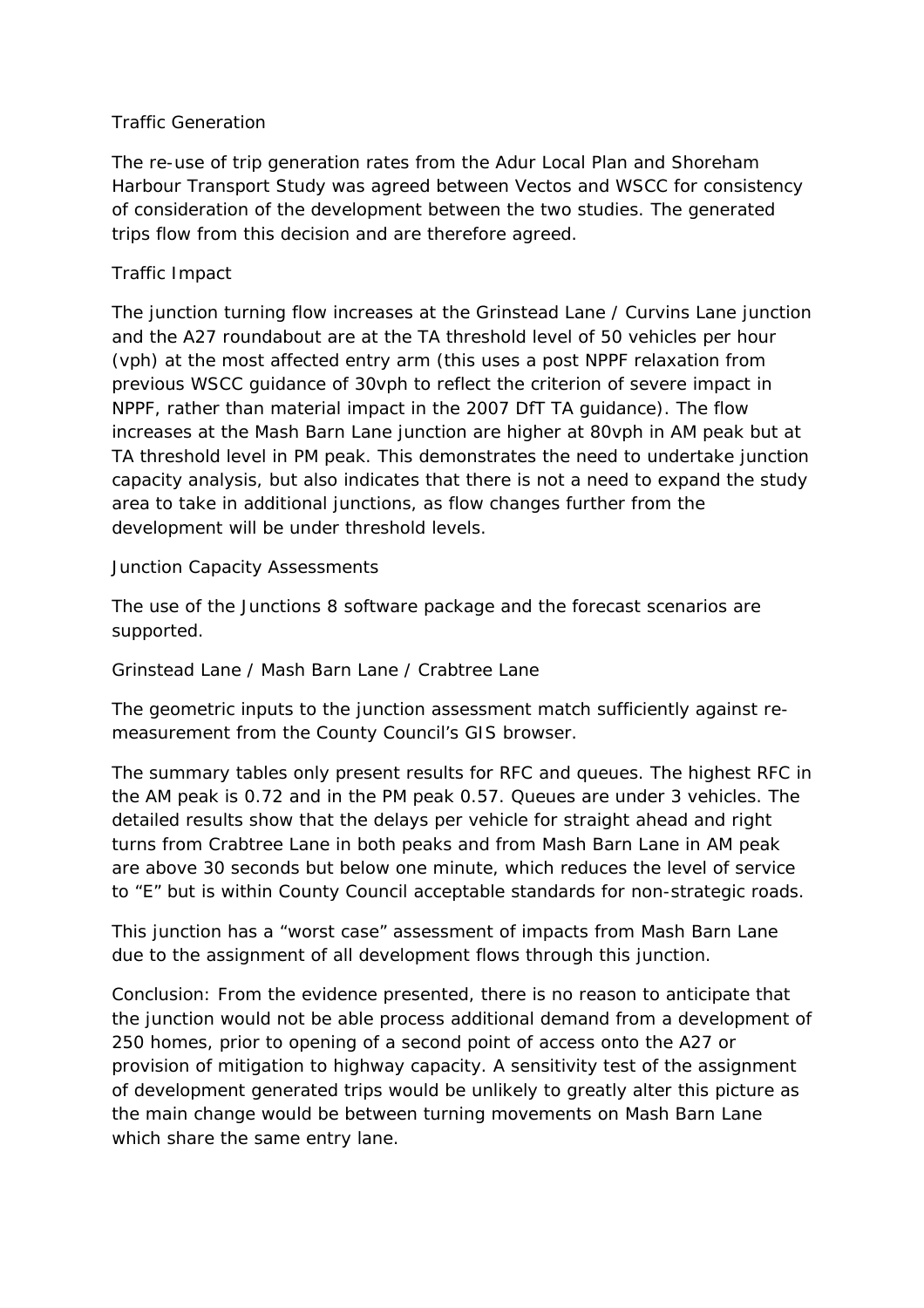## Traffic Generation

The re-use of trip generation rates from the Adur Local Plan and Shoreham Harbour Transport Study was agreed between Vectos and WSCC for consistency of consideration of the development between the two studies. The generated trips flow from this decision and are therefore agreed.

## Traffic Impact

The junction turning flow increases at the Grinstead Lane / Curvins Lane junction and the A27 roundabout are at the TA threshold level of 50 vehicles per hour (vph) at the most affected entry arm (this uses a post NPPF relaxation from previous WSCC guidance of 30vph to reflect the criterion of severe impact in NPPF, rather than material impact in the 2007 DfT TA guidance). The flow increases at the Mash Barn Lane junction are higher at 80vph in AM peak but at TA threshold level in PM peak. This demonstrates the need to undertake junction capacity analysis, but also indicates that there is not a need to expand the study area to take in additional junctions, as flow changes further from the development will be under threshold levels.

## Junction Capacity Assessments

The use of the Junctions 8 software package and the forecast scenarios are supported.

### Grinstead Lane / Mash Barn Lane / Crabtree Lane

The geometric inputs to the junction assessment match sufficiently against re-measurement from the County Council's GIS browser.

The summary tables only present results for RFC and queues. The highest RFC in the AM peak is 0.72 and in the PM peak 0.57. Queues are under 3 vehicles. The detailed results show that the delays per vehicle for straight ahead and right turns from Crabtree Lane in both peaks and from Mash Barn Lane in AM peak are above 30 seconds but below one minute, which reduces the level of service to "E" but is within County Council acceptable standards for non-strategic roads.

This junction has a "worst case" assessment of impacts from Mash Barn Lane due to the assignment of all development flows through this junction.

Conclusion: From the evidence presented, there is no reason to anticipate that the junction would not be able process additional demand from a development of 250 homes, prior to opening of a second point of access onto the A27 or provision of mitigation to highway capacity. A sensitivity test of the assignment of development generated trips would be unlikely to greatly alter this picture as the main change would be between turning movements on Mash Barn Lane which share the same entry lane.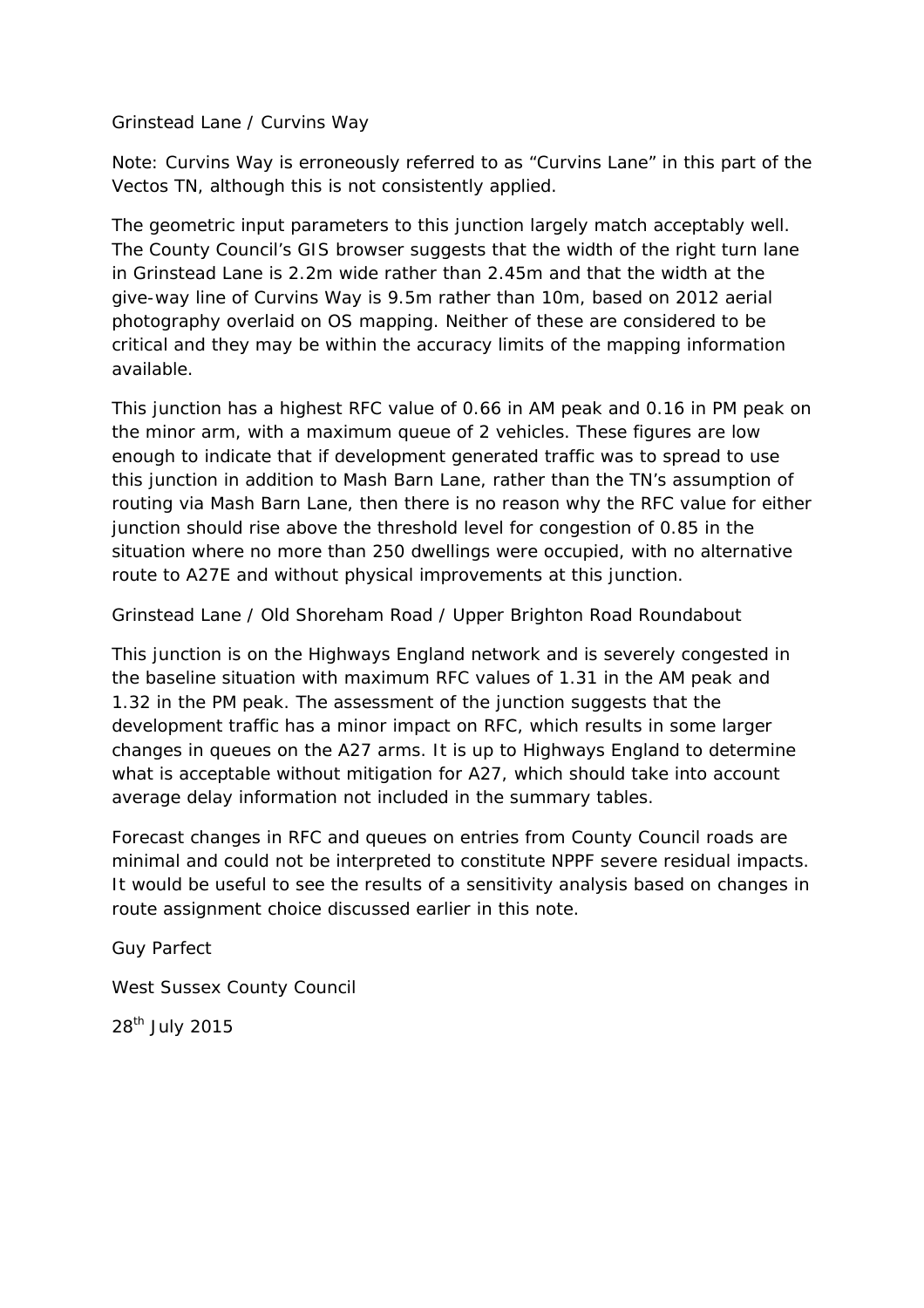Grinstead Lane / Curvins Way

Note: Curvins Way is erroneously referred to as "Curvins Lane" in this part of the Vectos TN, although this is not consistently applied.

The geometric input parameters to this junction largely match acceptably well. The County Council's GIS browser suggests that the width of the right turn lane in Grinstead Lane is 2.2m wide rather than 2.45m and that the width at the give-way line of Curvins Way is 9.5m rather than 10m, based on 2012 aerial photography overlaid on OS mapping. Neither of these are considered to be critical and they may be within the accuracy limits of the mapping information available.

This junction has a highest RFC value of 0.66 in AM peak and 0.16 in PM peak on the minor arm, with a maximum queue of 2 vehicles. These figures are low enough to indicate that if development generated traffic was to spread to use this junction in addition to Mash Barn Lane, rather than the TN's assumption of routing via Mash Barn Lane, then there is no reason why the RFC value for either junction should rise above the threshold level for congestion of 0.85 in the situation where no more than 250 dwellings were occupied, with no alternative route to A27E and without physical improvements at this junction.

Grinstead Lane / Old Shoreham Road / Upper Brighton Road Roundabout

This junction is on the Highways England network and is severely congested in the baseline situation with maximum RFC values of 1.31 in the AM peak and 1.32 in the PM peak. The assessment of the junction suggests that the development traffic has a minor impact on RFC, which results in some larger changes in queues on the A27 arms. It is up to Highways England to determine what is acceptable without mitigation for A27, which should take into account average delay information not included in the summary tables.

Forecast changes in RFC and queues on entries from County Council roads are minimal and could not be interpreted to constitute NPPF severe residual impacts. It would be useful to see the results of a sensitivity analysis based on changes in route assignment choice discussed earlier in this note.

Guy Parfect

West Sussex County Council

28th July 2015